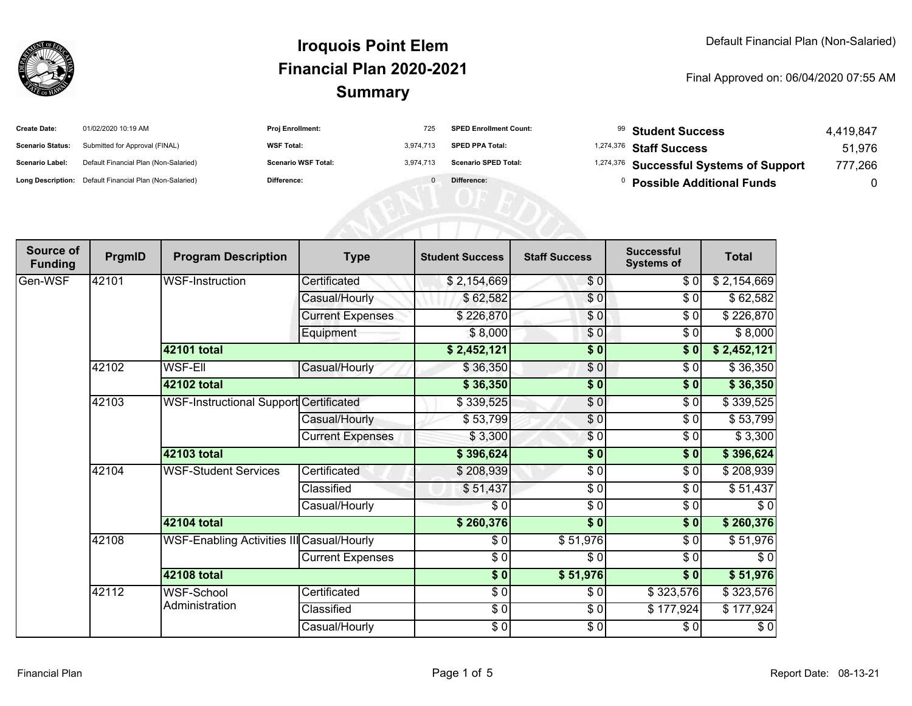Default Financial Plan (Non-Salaried)

# Iroquois Point Elem
# Financial Plan 2020-2021
# Summary

Final Approved on: 06/04/2020 07:55 AM

| | | | | | | | |
|---|---|---|---|---|---|---|---|
| **Create Date:** | 01/02/2020 10:19 AM | **Proj Enrollment:** | 725 | **SPED Enrollment Count:** | 99 | **Student Success** | 4,419,847 |
| **Scenario Status:** | Submitted for Approval (FINAL) | **WSF Total:** | 3,974,713 | **SPED PPA Total:** | 1,274,376 | **Staff Success** | 51,976 |
| **Scenario Label:** | Default Financial Plan (Non-Salaried) | **Scenario WSF Total:** | 3,974,713 | **Scenario SPED Total:** | 1,274,376 | **Successful Systems of Support** | 777,266 |
| **Long Description:** | Default Financial Plan (Non-Salaried) | **Difference:** | 0 | **Difference:** | 0 | **Possible Additional Funds** | 0 |

| Source of Funding | PrgmID | Program Description | Type | Student Success | Staff Success | Successful Systems of | Total |
|---|---|---|---|---|---|---|---|
| Gen-WSF | 42101 | WSF-Instruction | Certificated | $ 2,154,669 | $ 0 | $ 0 | $ 2,154,669 |
| | | | Casual/Hourly | $ 62,582 | $ 0 | $ 0 | $ 62,582 |
| | | | Current Expenses | $ 226,870 | $ 0 | $ 0 | $ 226,870 |
| | | | Equipment | $ 8,000 | $ 0 | $ 0 | $ 8,000 |
| | | **42101 total** | | **$ 2,452,121** | **$ 0** | **$ 0** | **$ 2,452,121** |
| | 42102 | WSF-Ell | Casual/Hourly | $ 36,350 | $ 0 | $ 0 | $ 36,350 |
| | | **42102 total** | | **$ 36,350** | **$ 0** | **$ 0** | **$ 36,350** |
| | 42103 | WSF-Instructional Support | Certificated | $ 339,525 | $ 0 | $ 0 | $ 339,525 |
| | | | Casual/Hourly | $ 53,799 | $ 0 | $ 0 | $ 53,799 |
| | | | Current Expenses | $ 3,300 | $ 0 | $ 0 | $ 3,300 |
| | | **42103 total** | | **$ 396,624** | **$ 0** | **$ 0** | **$ 396,624** |
| | 42104 | WSF-Student Services | Certificated | $ 208,939 | $ 0 | $ 0 | $ 208,939 |
| | | | Classified | $ 51,437 | $ 0 | $ 0 | $ 51,437 |
| | | | Casual/Hourly | $ 0 | $ 0 | $ 0 | $ 0 |
| | | **42104 total** | | **$ 260,376** | **$ 0** | **$ 0** | **$ 260,376** |
| | 42108 | WSF-Enabling Activities III | Casual/Hourly | $ 0 | $ 51,976 | $ 0 | $ 51,976 |
| | | | Current Expenses | $ 0 | $ 0 | $ 0 | $ 0 |
| | | **42108 total** | | **$ 0** | **$ 51,976** | **$ 0** | **$ 51,976** |
| | 42112 | WSF-School Administration | Certificated | $ 0 | $ 0 | $ 323,576 | $ 323,576 |
| | | | Classified | $ 0 | $ 0 | $ 177,924 | $ 177,924 |
| | | | Casual/Hourly | $ 0 | $ 0 | $ 0 | $ 0 |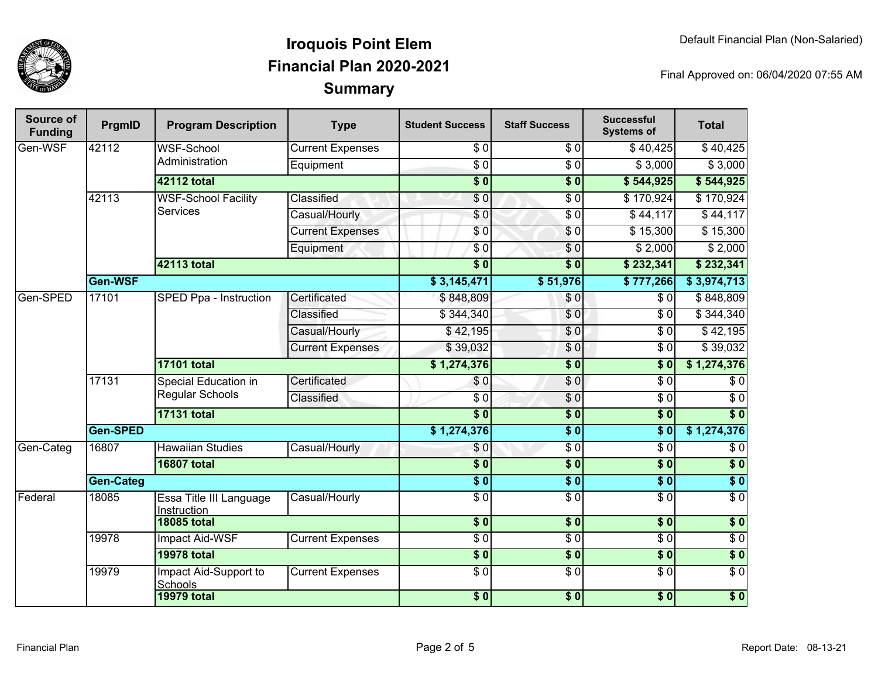# Iroquois Point Elem
## Financial Plan 2020-2021
## Summary

Default Financial Plan (Non-Salaried)

Final Approved on: 06/04/2020 07:55 AM

| Source of Funding | PrgmID | Program Description | Type | Student Success | Staff Success | Successful Systems of | Total |
|---|---|---|---|---|---|---|---|
| Gen-WSF | 42112 | WSF-School Administration | Current Expenses | $ 0 | $ 0 | $ 40,425 | $ 40,425 |
| | | | Equipment | $ 0 | $ 0 | $ 3,000 | $ 3,000 |
| | | **42112 total** | | **$ 0** | **$ 0** | **$ 544,925** | **$ 544,925** |
| | 42113 | WSF-School Facility Services | Classified | $ 0 | $ 0 | $ 170,924 | $ 170,924 |
| | | | Casual/Hourly | $ 0 | $ 0 | $ 44,117 | $ 44,117 |
| | | | Current Expenses | $ 0 | $ 0 | $ 15,300 | $ 15,300 |
| | | | Equipment | $ 0 | $ 0 | $ 2,000 | $ 2,000 |
| | | **42113 total** | | **$ 0** | **$ 0** | **$ 232,341** | **$ 232,341** |
| | **Gen-WSF** | | | **$ 3,145,471** | **$ 51,976** | **$ 777,266** | **$ 3,974,713** |
| Gen-SPED | 17101 | SPED Ppa - Instruction | Certificated | $ 848,809 | $ 0 | $ 0 | $ 848,809 |
| | | | Classified | $ 344,340 | $ 0 | $ 0 | $ 344,340 |
| | | | Casual/Hourly | $ 42,195 | $ 0 | $ 0 | $ 42,195 |
| | | | Current Expenses | $ 39,032 | $ 0 | $ 0 | $ 39,032 |
| | | **17101 total** | | **$ 1,274,376** | **$ 0** | **$ 0** | **$ 1,274,376** |
| | 17131 | Special Education in Regular Schools | Certificated | $ 0 | $ 0 | $ 0 | $ 0 |
| | | | Classified | $ 0 | $ 0 | $ 0 | $ 0 |
| | | **17131 total** | | **$ 0** | **$ 0** | **$ 0** | **$ 0** |
| | **Gen-SPED** | | | **$ 1,274,376** | **$ 0** | **$ 0** | **$ 1,274,376** |
| Gen-Categ | 16807 | Hawaiian Studies | Casual/Hourly | $ 0 | $ 0 | $ 0 | $ 0 |
| | | **16807 total** | | **$ 0** | **$ 0** | **$ 0** | **$ 0** |
| | **Gen-Categ** | | | **$ 0** | **$ 0** | **$ 0** | **$ 0** |
| Federal | 18085 | Essa Title III Language Instruction | Casual/Hourly | $ 0 | $ 0 | $ 0 | $ 0 |
| | | **18085 total** | | **$ 0** | **$ 0** | **$ 0** | **$ 0** |
| | 19978 | Impact Aid-WSF | Current Expenses | $ 0 | $ 0 | $ 0 | $ 0 |
| | | **19978 total** | | **$ 0** | **$ 0** | **$ 0** | **$ 0** |
| | 19979 | Impact Aid-Support to Schools | Current Expenses | $ 0 | $ 0 | $ 0 | $ 0 |
| | | **19979 total** | | **$ 0** | **$ 0** | **$ 0** | **$ 0** |

Report Date: 08-13-21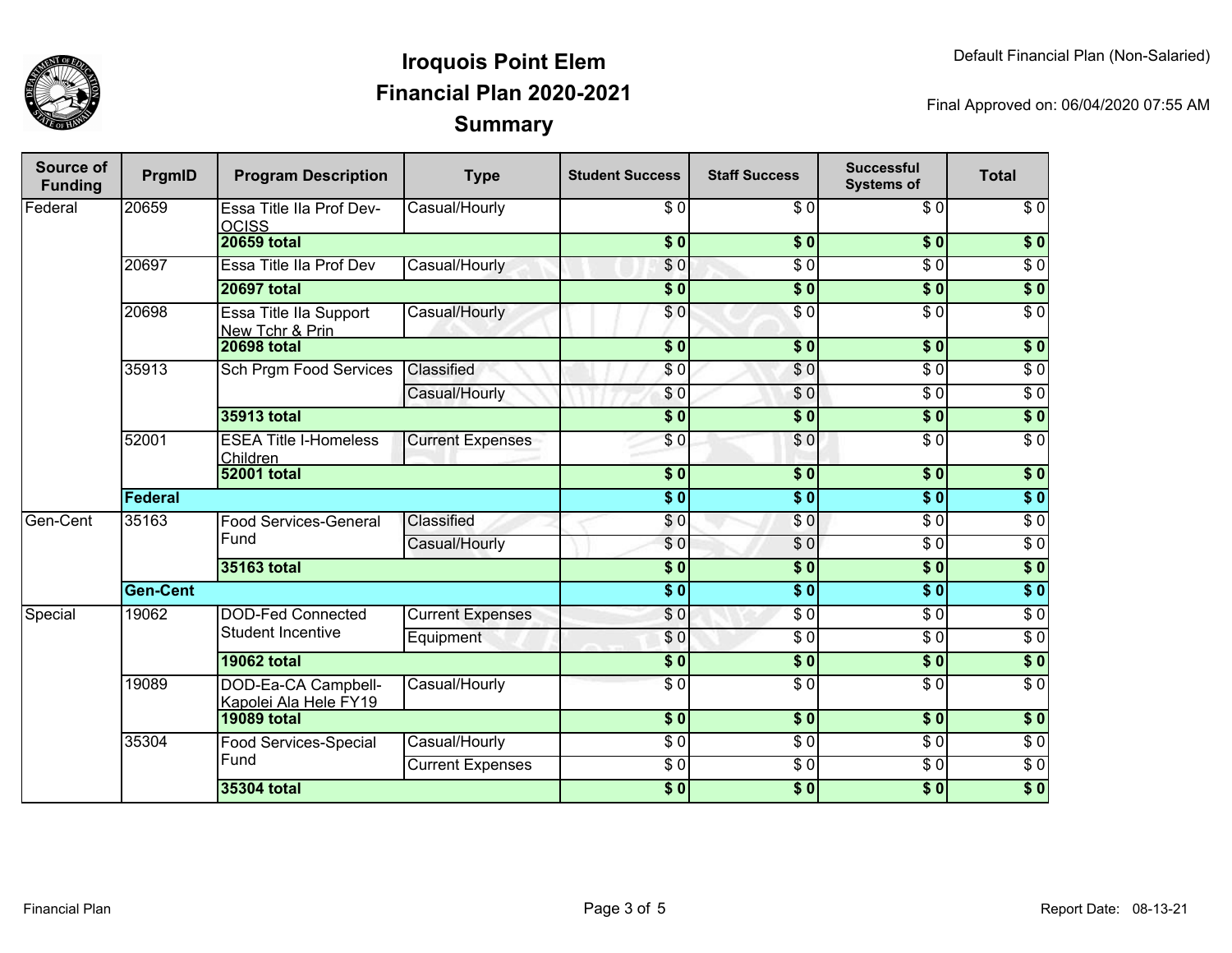# Iroquois Point Elem
## Financial Plan 2020-2021
## Summary

Default Financial Plan (Non-Salaried)

Final Approved on: 06/04/2020 07:55 AM

| Source of Funding | PrgmID | Program Description | Type | Student Success | Staff Success | Successful Systems of | Total |
|---|---|---|---|---|---|---|---|
| Federal | 20659 | Essa Title IIa Prof Dev-OCISS | Casual/Hourly | $ 0 | $ 0 | $ 0 | $ 0 |
| | | **20659 total** | | **$ 0** | **$ 0** | **$ 0** | **$ 0** |
| | 20697 | Essa Title IIa Prof Dev | Casual/Hourly | $ 0 | $ 0 | $ 0 | $ 0 |
| | | **20697 total** | | **$ 0** | **$ 0** | **$ 0** | **$ 0** |
| | 20698 | Essa Title IIa Support New Tchr & Prin | Casual/Hourly | $ 0 | $ 0 | $ 0 | $ 0 |
| | | **20698 total** | | **$ 0** | **$ 0** | **$ 0** | **$ 0** |
| | 35913 | Sch Prgm Food Services | Classified | $ 0 | $ 0 | $ 0 | $ 0 |
| | | | Casual/Hourly | $ 0 | $ 0 | $ 0 | $ 0 |
| | | **35913 total** | | **$ 0** | **$ 0** | **$ 0** | **$ 0** |
| | 52001 | ESEA Title I-Homeless Children | Current Expenses | $ 0 | $ 0 | $ 0 | $ 0 |
| | | **52001 total** | | **$ 0** | **$ 0** | **$ 0** | **$ 0** |
| | **Federal** | | | **$ 0** | **$ 0** | **$ 0** | **$ 0** |
| Gen-Cent | 35163 | Food Services-General Fund | Classified | $ 0 | $ 0 | $ 0 | $ 0 |
| | | | Casual/Hourly | $ 0 | $ 0 | $ 0 | $ 0 |
| | | **35163 total** | | **$ 0** | **$ 0** | **$ 0** | **$ 0** |
| | **Gen-Cent** | | | **$ 0** | **$ 0** | **$ 0** | **$ 0** |
| Special | 19062 | DOD-Fed Connected Student Incentive | Current Expenses | $ 0 | $ 0 | $ 0 | $ 0 |
| | | | Equipment | $ 0 | $ 0 | $ 0 | $ 0 |
| | | **19062 total** | | **$ 0** | **$ 0** | **$ 0** | **$ 0** |
| | 19089 | DOD-Ea-CA Campbell-Kapolei Ala Hele FY19 | Casual/Hourly | $ 0 | $ 0 | $ 0 | $ 0 |
| | | **19089 total** | | **$ 0** | **$ 0** | **$ 0** | **$ 0** |
| | 35304 | Food Services-Special Fund | Casual/Hourly | $ 0 | $ 0 | $ 0 | $ 0 |
| | | | Current Expenses | $ 0 | $ 0 | $ 0 | $ 0 |
| | | **35304 total** | | **$ 0** | **$ 0** | **$ 0** | **$ 0** |

Report Date: 08-13-21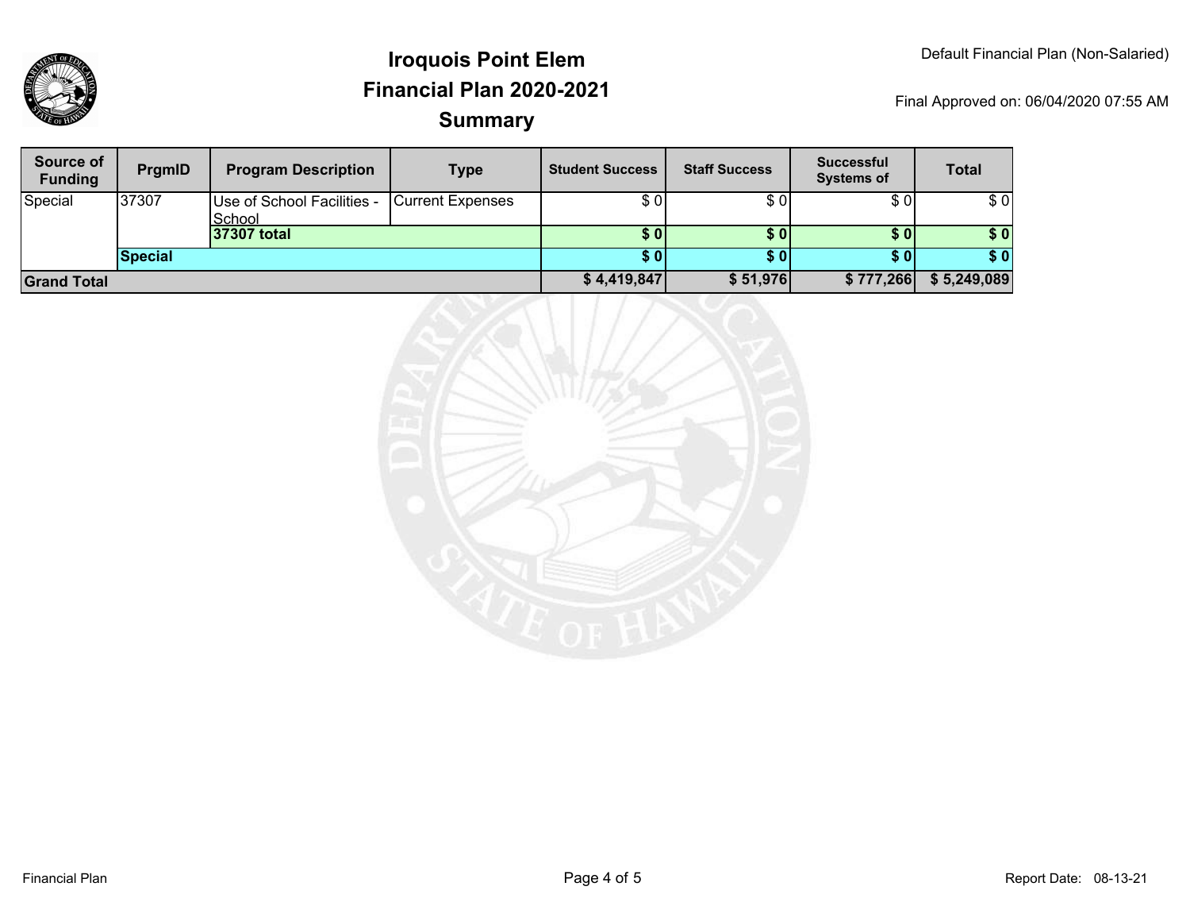# Iroquois Point Elem
# Financial Plan 2020-2021
# Summary

Default Financial Plan (Non-Salaried)

Final Approved on: 06/04/2020 07:55 AM

| Source of Funding | PrgmID | Program Description | Type | Student Success | Staff Success | Successful Systems of | Total |
|---|---|---|---|---|---|---|---|
| Special | 37307 | Use of School Facilities - School | Current Expenses | $ 0 | $ 0 | $ 0 | $ 0 |
| | | **37307 total** | | **$ 0** | **$ 0** | **$ 0** | **$ 0** |
| | **Special** | | | **$ 0** | **$ 0** | **$ 0** | **$ 0** |
| **Grand Total** | | | | **$ 4,419,847** | **$ 51,976** | **$ 777,266** | **$ 5,249,089** |

Financial Plan

Report Date: 08-13-21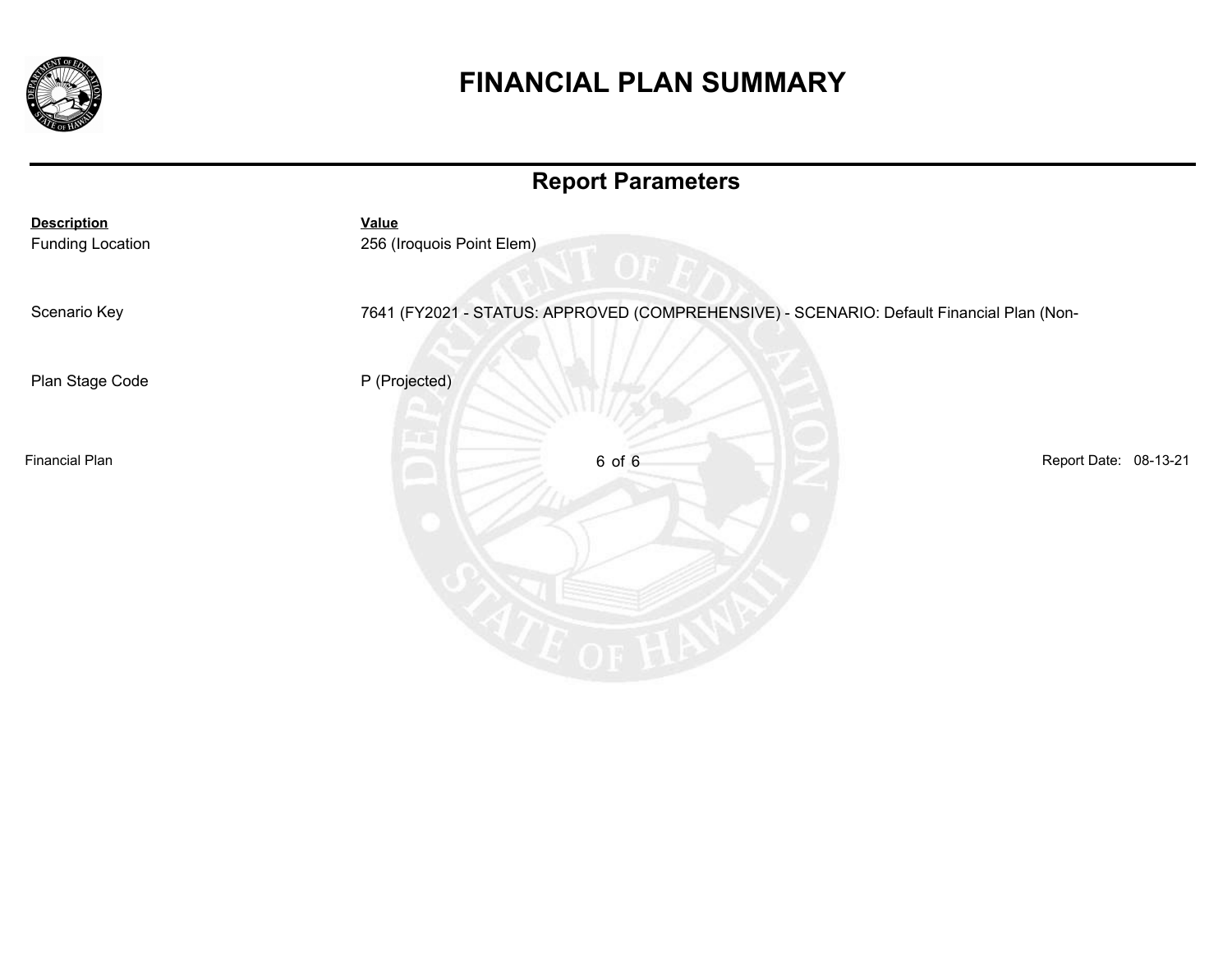# FINANCIAL PLAN SUMMARY

## Report Parameters

| Description | Value |
| --- | --- |
| Funding Location | 256 (Iroquois Point Elem) |
| Scenario Key | 7641 (FY2021 - STATUS: APPROVED (COMPREHENSIVE) - SCENARIO: Default Financial Plan (Non- |
| Plan Stage Code | P (Projected) |

Financial Plan

Report Date: 08-13-21